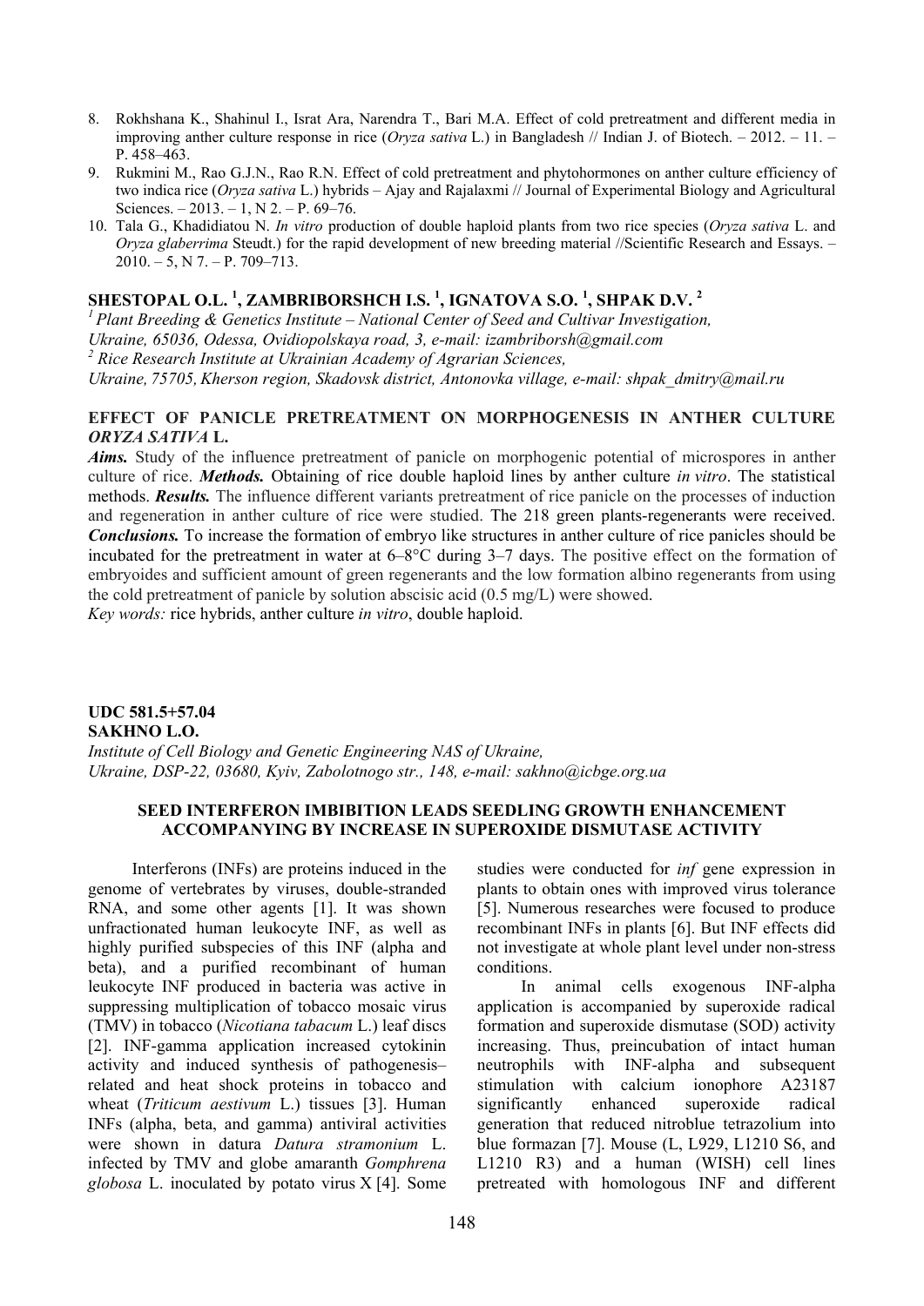8. Rokhshana K., Shahinul I., Israt Ara, Narendra T., Bari M.A. Effect of cold pretreatment and different media in improving anther culture response in rice (*Oryza sativa* L.) in Bangladesh // Indian J. of Biotech. – 2012. – 11. – P. 458–463.
9. Rukmini M., Rao G.J.N., Rao R.N. Effect of cold pretreatment and phytohormones on anther culture efficiency of two indica rice (*Oryza sativa* L.) hybrids – Ajay and Rajalaxmi // Journal of Experimental Biology and Agricultural Sciences. – 2013. – 1, N 2. – P. 69–76.
10. Tala G., Khadidiatou N. *In vitro* production of double haploid plants from two rice species (*Oryza sativa* L. and *Oryza glaberrima* Steudt.) for the rapid development of new breeding material //Scientific Research and Essays. – 2010. – 5, N 7. – P. 709–713.

**SHESTOPAL O.L. [1], ZAMBRIBORSHCH I.S. [1], IGNATOVA S.O. [1], SHPAK D.V. [2]**

*[1] Plant Breeding & Genetics Institute – National Center of Seed and Cultivar Investigation, Ukraine, 65036, Odessa, Ovidiopolskaya road, 3, e-mail: izambriborsh@gmail.com*
*[2] Rice Research Institute at Ukrainian Academy of Agrarian Sciences, Ukraine, 75705, Kherson region, Skadovsk district, Antonovka village, e-mail: shpak_dmitry@mail.ru*

**EFFECT OF PANICLE PRETREATMENT ON MORPHOGENESIS IN ANTHER CULTURE *ORYZA SATIVA* L.**

***Aims.*** Study of the influence pretreatment of panicle on morphogenic potential of microspores in anther culture of rice. ***Methods.*** Obtaining of rice double haploid lines by anther culture *in vitro*. The statistical methods. ***Results.*** The influence different variants pretreatment of rice panicle on the processes of induction and regeneration in anther culture of rice were studied. The 218 green plants-regenerants were received. ***Conclusions.*** To increase the formation of embryo like structures in anther culture of rice panicles should be incubated for the pretreatment in water at 6–8°C during 3–7 days. The positive effect on the formation of embryoides and sufficient amount of green regenerants and the low formation albino regenerants from using the cold pretreatment of panicle by solution abscisic acid (0.5 mg/L) were showed.

*Key words:* rice hybrids, anther culture *in vitro*, double haploid.

**UDC 581.5+57.04**
**SAKHNO L.O.**

*Institute of Cell Biology and Genetic Engineering NAS of Ukraine, Ukraine, DSP-22, 03680, Kyiv, Zabolotnogo str., 148, e-mail: sakhno@icbge.org.ua*

**SEED INTERFERON IMBIBITION LEADS SEEDLING GROWTH ENHANCEMENT ACCOMPANYING BY INCREASE IN SUPEROXIDE DISMUTASE ACTIVITY**

Interferons (INFs) are proteins induced in the genome of vertebrates by viruses, double-stranded RNA, and some other agents [1]. It was shown unfractionated human leukocyte INF, as well as highly purified subspecies of this INF (alpha and beta), and a purified recombinant of human leukocyte INF produced in bacteria was active in suppressing multiplication of tobacco mosaic virus (TMV) in tobacco (*Nicotiana tabacum* L.) leaf discs [2]. INF-gamma application increased cytokinin activity and induced synthesis of pathogenesis–related and heat shock proteins in tobacco and wheat (*Triticum aestivum* L.) tissues [3]. Human INFs (alpha, beta, and gamma) antiviral activities were shown in datura *Datura stramonium* L. infected by TMV and globe amaranth *Gomphrena globosa* L. inoculated by potato virus X [4]. Some studies were conducted for *inf* gene expression in plants to obtain ones with improved virus tolerance [5]. Numerous researches were focused to produce recombinant INFs in plants [6]. But INF effects did not investigate at whole plant level under non-stress conditions.

In animal cells exogenous INF-alpha application is accompanied by superoxide radical formation and superoxide dismutase (SOD) activity increasing. Thus, preincubation of intact human neutrophils with INF-alpha and subsequent stimulation with calcium ionophore A23187 significantly enhanced superoxide radical generation that reduced nitroblue tetrazolium into blue formazan [7]. Mouse (L, L929, L1210 S6, and L1210 R3) and a human (WISH) cell lines pretreated with homologous INF and different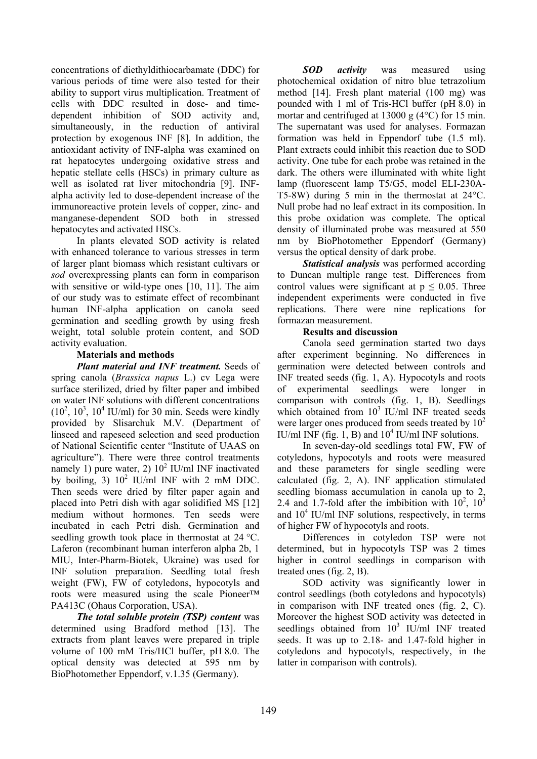concentrations of diethyldithiocarbamate (DDC) for various periods of time were also tested for their ability to support virus multiplication. Treatment of cells with DDC resulted in dose- and time-dependent inhibition of SOD activity and, simultaneously, in the reduction of antiviral protection by exogenous INF [8]. In addition, the antioxidant activity of INF-alpha was examined on rat hepatocytes undergoing oxidative stress and hepatic stellate cells (HSCs) in primary culture as well as isolated rat liver mitochondria [9]. INF-alpha activity led to dose-dependent increase of the immunoreactive protein levels of copper, zinc- and manganese-dependent SOD both in stressed hepatocytes and activated HSCs.

In plants elevated SOD activity is related with enhanced tolerance to various stresses in term of larger plant biomass which resistant cultivars or *sod* overexpressing plants can form in comparison with sensitive or wild-type ones [10, 11]. The aim of our study was to estimate effect of recombinant human INF-alpha application on canola seed germination and seedling growth by using fresh weight, total soluble protein content, and SOD activity evaluation.

## Materials and methods

***Plant material and INF treatment.*** Seeds of spring canola (*Brassica napus* L.) cv Lega were surface sterilized, dried by filter paper and imbibed on water INF solutions with different concentrations ($10^2$, $10^3$, $10^4$ IU/ml) for 30 min. Seeds were kindly provided by Slisarchuk M.V. (Department of linseed and rapeseed selection and seed production of National Scientific center "Institute of UAAS on agriculture"). There were three control treatments namely 1) pure water, 2) $10^2$ IU/ml INF inactivated by boiling, 3) $10^2$ IU/ml INF with 2 mM DDC. Then seeds were dried by filter paper again and placed into Petri dish with agar solidified MS [12] medium without hormones. Ten seeds were incubated in each Petri dish. Germination and seedling growth took place in thermostat at 24 °C. Laferon (recombinant human interferon alpha 2b, 1 MIU, Inter-Pharm-Biotek, Ukraine) was used for INF solution preparation. Seedling total fresh weight (FW), FW of cotyledons, hypocotyls and roots were measured using the scale Pioneer™ PA413C (Ohaus Corporation, USA).

***The total soluble protein (TSP) content*** was determined using Bradford method [13]. The extracts from plant leaves were prepared in triple volume of 100 mM Tris/HCl buffer, pH 8.0. The optical density was detected at 595 nm by BioPhotomether Eppendorf, v.1.35 (Germany).

***SOD activity*** was measured using photochemical oxidation of nitro blue tetrazolium method [14]. Fresh plant material (100 mg) was pounded with 1 ml of Tris-HCl buffer (pH 8.0) in mortar and centrifuged at 13000 g (4°C) for 15 min. The supernatant was used for analyses. Formazan formation was held in Eppendorf tube (1.5 ml). Plant extracts could inhibit this reaction due to SOD activity. One tube for each probe was retained in the dark. The others were illuminated with white light lamp (fluorescent lamp T5/G5, model ELI-230A-T5-8W) during 5 min in the thermostat at 24°C. Null probe had no leaf extract in its composition. In this probe oxidation was complete. The optical density of illuminated probe was measured at 550 nm by BioPhotomether Eppendorf (Germany) versus the optical density of dark probe.

***Statistical analysis*** was performed according to Duncan multiple range test. Differences from control values were significant at $p \leq 0.05$. Three independent experiments were conducted in five replications. There were nine replications for formazan measurement.

## Results and discussion

Canola seed germination started two days after experiment beginning. No differences in germination were detected between controls and INF treated seeds (fig. 1, A). Hypocotyls and roots of experimental seedlings were longer in comparison with controls (fig. 1, B). Seedlings which obtained from $10^3$ IU/ml INF treated seeds were larger ones produced from seeds treated by $10^2$ IU/ml INF (fig. 1, B) and $10^4$ IU/ml INF solutions.

In seven-day-old seedlings total FW, FW of cotyledons, hypocotyls and roots were measured and these parameters for single seedling were calculated (fig. 2, A). INF application stimulated seedling biomass accumulation in canola up to 2, 2.4 and 1.7-fold after the imbibition with $10^2$, $10^3$ and $10^4$ IU/ml INF solutions, respectively, in terms of higher FW of hypocotyls and roots.

Differences in cotyledon TSP were not determined, but in hypocotyls TSP was 2 times higher in control seedlings in comparison with treated ones (fig. 2, B).

SOD activity was significantly lower in control seedlings (both cotyledons and hypocotyls) in comparison with INF treated ones (fig. 2, C). Moreover the highest SOD activity was detected in seedlings obtained from $10^3$ IU/ml INF treated seeds. It was up to 2.18- and 1.47-fold higher in cotyledons and hypocotyls, respectively, in the latter in comparison with controls).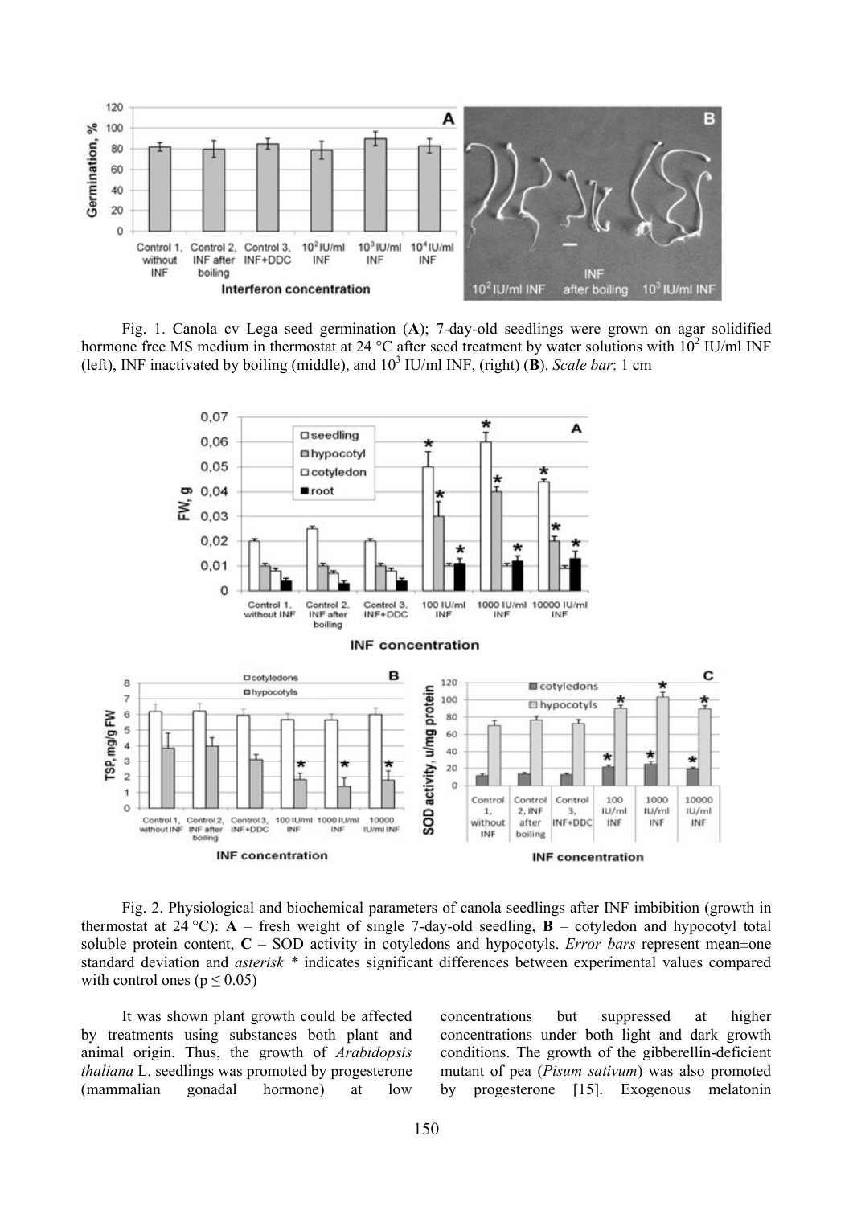Fig. 1. Canola cv Lega seed germination (**A**); 7-day-old seedlings were grown on agar solidified hormone free MS medium in thermostat at 24 °C after seed treatment by water solutions with $10^2$ IU/ml INF (left), INF inactivated by boiling (middle), and $10^3$ IU/ml INF, (right) (**B**). *Scale bar*: 1 cm

Fig. 2. Physiological and biochemical parameters of canola seedlings after INF imbibition (growth in thermostat at 24 °C): **A** – fresh weight of single 7-day-old seedling, **B** – cotyledon and hypocotyl total soluble protein content, **C** – SOD activity in cotyledons and hypocotyls. *Error bars* represent mean±one standard deviation and *asterisk* * indicates significant differences between experimental values compared with control ones ($p \leq 0.05$)

It was shown plant growth could be affected by treatments using substances both plant and animal origin. Thus, the growth of *Arabidopsis thaliana* L. seedlings was promoted by progesterone (mammalian gonadal hormone) at low concentrations but suppressed at higher concentrations under both light and dark growth conditions. The growth of the gibberellin-deficient mutant of pea (*Pisum sativum*) was also promoted by progesterone [15]. Exogenous melatonin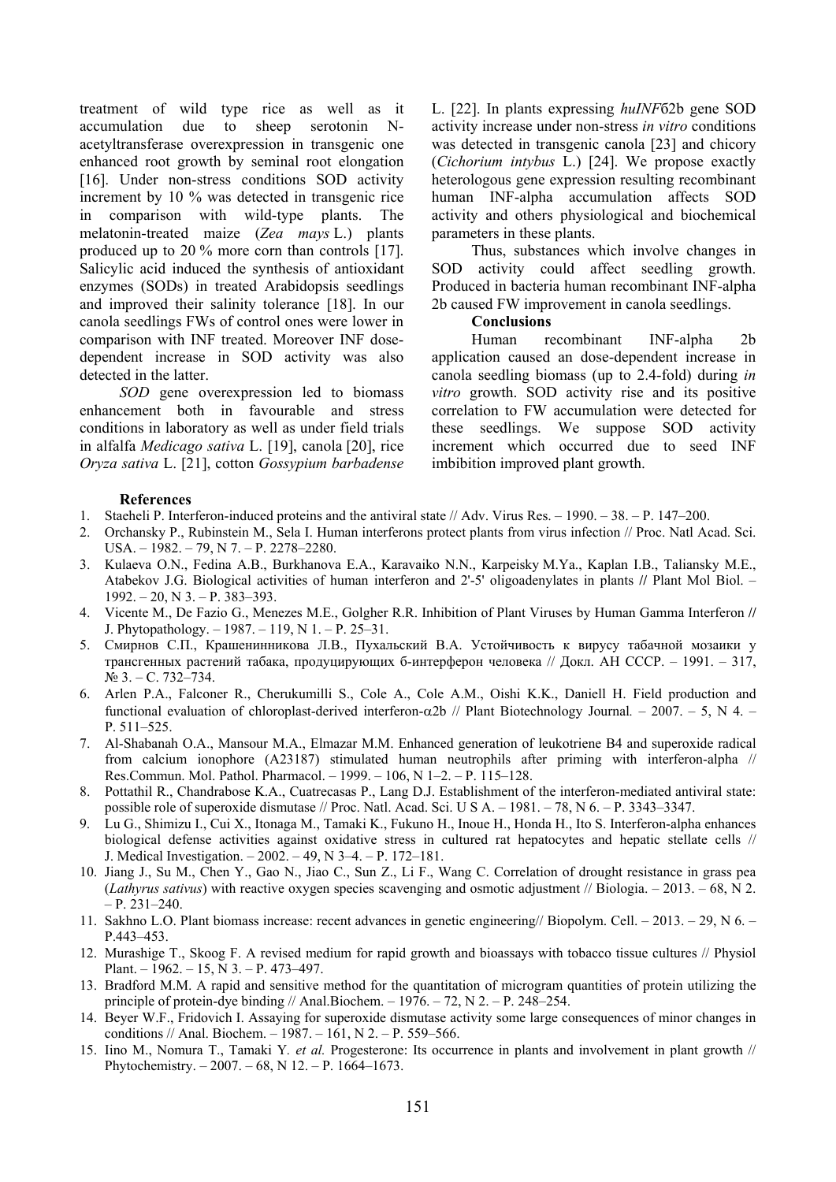treatment of wild type rice as well as it accumulation due to sheep serotonin N-acetyltransferase overexpression in transgenic one enhanced root growth by seminal root elongation [16]. Under non-stress conditions SOD activity increment by 10 % was detected in transgenic rice in comparison with wild-type plants. The melatonin-treated maize (*Zea mays* L.) plants produced up to 20 % more corn than controls [17]. Salicylic acid induced the synthesis of antioxidant enzymes (SODs) in treated Arabidopsis seedlings and improved their salinity tolerance [18]. In our canola seedlings FWs of control ones were lower in comparison with INF treated. Moreover INF dose-dependent increase in SOD activity was also detected in the latter.

*SOD* gene overexpression led to biomass enhancement both in favourable and stress conditions in laboratory as well as under field trials in alfalfa *Medicago sativa* L. [19], canola [20], rice *Oryza sativa* L. [21], cotton *Gossypium barbadense* L. [22]. In plants expressing *huINF*б2b gene SOD activity increase under non-stress *in vitro* conditions was detected in transgenic canola [23] and chicory (*Cichorium intybus* L.) [24]. We propose exactly heterologous gene expression resulting recombinant human INF-alpha accumulation affects SOD activity and others physiological and biochemical parameters in these plants.

Thus, substances which involve changes in SOD activity could affect seedling growth. Produced in bacteria human recombinant INF-alpha 2b caused FW improvement in canola seedlings.

**Conclusions**

Human recombinant INF-alpha 2b application caused an dose-dependent increase in canola seedling biomass (up to 2.4-fold) during *in vitro* growth. SOD activity rise and its positive correlation to FW accumulation were detected for these seedlings. We suppose SOD activity increment which occurred due to seed INF imbibition improved plant growth.

**References**

1. Staeheli P. Interferon-induced proteins and the antiviral state // Adv. Virus Res. – 1990. – 38. – P. 147–200.
2. Orchansky P., Rubinstein M., Sela I. Human interferons protect plants from virus infection // Proc. Natl Acad. Sci. USA. – 1982. – 79, N 7. – P. 2278–2280.
3. Kulaeva O.N., Fedina A.B., Burkhanova E.A., Karavaiko N.N., Karpeisky M.Ya., Kaplan I.B., Taliansky M.E., Atabekov J.G. Biological activities of human interferon and 2'-5' oligoadenylates in plants // Plant Mol Biol. – 1992. – 20, N 3. – P. 383–393.
4. Vicente M., De Fazio G., Menezes M.E., Golgher R.R. Inhibition of Plant Viruses by Human Gamma Interferon // J. Phytopathology. – 1987. – 119, N 1. – P. 25–31.
5. Смирнов С.П., Крашенинникова Л.В., Пухальский В.А. Устойчивость к вирусу табачной мозаики у трансгенных растений табака, продуцирующих б-интерферон человека // Докл. АН СССР. – 1991. – 317, № 3. – С. 732–734.
6. Arlen P.A., Falconer R., Cherukumilli S., Cole A., Cole A.M., Oishi K.K., Daniell H. Field production and functional evaluation of chloroplast-derived interferon-$\alpha$2b // Plant Biotechnology Journal. – 2007. – 5, N 4. – P. 511–525.
7. Al-Shabanah O.A., Mansour M.A., Elmazar M.M. Enhanced generation of leukotriene B4 and superoxide radical from calcium ionophore (A23187) stimulated human neutrophils after priming with interferon-alpha // Res.Commun. Mol. Pathol. Pharmacol. – 1999. – 106, N 1–2. – P. 115–128.
8. Pottathil R., Chandrabose K.A., Cuatrecasas P., Lang D.J. Establishment of the interferon-mediated antiviral state: possible role of superoxide dismutase // Proc. Natl. Acad. Sci. U S A. – 1981. – 78, N 6. – P. 3343–3347.
9. Lu G., Shimizu I., Cui X., Itonaga M., Tamaki K., Fukuno H., Inoue H., Honda H., Ito S. Interferon-alpha enhances biological defense activities against oxidative stress in cultured rat hepatocytes and hepatic stellate cells // J. Medical Investigation. – 2002. – 49, N 3–4. – P. 172–181.
10. Jiang J., Su M., Chen Y., Gao N., Jiao C., Sun Z., Li F., Wang C. Correlation of drought resistance in grass pea (*Lathyrus sativus*) with reactive oxygen species scavenging and osmotic adjustment // Biologia. – 2013. – 68, N 2. – P. 231–240.
11. Sakhno L.O. Plant biomass increase: recent advances in genetic engineering// Biopolym. Cell. – 2013. – 29, N 6. – P.443–453.
12. Murashige T., Skoog F. A revised medium for rapid growth and bioassays with tobacco tissue cultures // Physiol Plant. – 1962. – 15, N 3. – P. 473–497.
13. Bradford M.M. A rapid and sensitive method for the quantitation of microgram quantities of protein utilizing the principle of protein-dye binding // Anal.Biochem. – 1976. – 72, N 2. – P. 248–254.
14. Beyer W.F., Fridovich I. Assaying for superoxide dismutase activity some large consequences of minor changes in conditions // Anal. Biochem. – 1987. – 161, N 2. – P. 559–566.
15. Iino M., Nomura T., Tamaki Y. *et al.* Progesterone: Its occurrence in plants and involvement in plant growth // Phytochemistry. – 2007. – 68, N 12. – P. 1664–1673.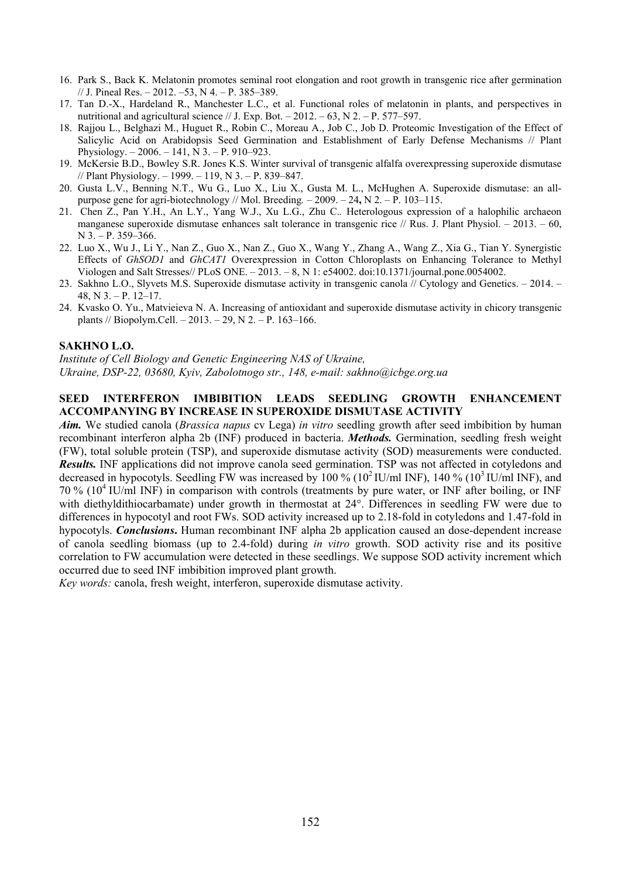16. Park S., Back K. Melatonin promotes seminal root elongation and root growth in transgenic rice after germination // J. Pineal Res. – 2012. –53, N 4. – P. 385–389.
17. Tan D.-X., Hardeland R., Manchester L.C., et al. Functional roles of melatonin in plants, and perspectives in nutritional and agricultural science // J. Exp. Bot. – 2012. – 63, N 2. – P. 577–597.
18. Rajjou L., Belghazi M., Huguet R., Robin C., Moreau A., Job C., Job D. Proteomic Investigation of the Effect of Salicylic Acid on Arabidopsis Seed Germination and Establishment of Early Defense Mechanisms // Plant Physiology. – 2006. – 141, N 3. – P. 910–923.
19. McKersie B.D., Bowley S.R. Jones K.S. Winter survival of transgenic alfalfa overexpressing superoxide dismutase // Plant Physiology. – 1999. – 119, N 3. – P. 839–847.
20. Gusta L.V., Benning N.T., Wu G., Luo X., Liu X., Gusta M. L., McHughen A. Superoxide dismutase: an all-purpose gene for agri-biotechnology // Mol. Breeding. – 2009. – 24**,** N 2. – P. 103–115.
21. Chen Z., Pan Y.H., An L.Y., Yang W.J., Xu L.G., Zhu C.. Heterologous expression of a halophilic archaeon manganese superoxide dismutase enhances salt tolerance in transgenic rice // Rus. J. Plant Physiol. – 2013. – 60, N 3. – P. 359–366.
22. Luo X., Wu J., Li Y., Nan Z., Guo X., Nan Z., Guo X., Wang Y., Zhang A., Wang Z., Xia G., Tian Y. Synergistic Effects of *GhSOD1* and *GhCAT1* Overexpression in Cotton Chloroplasts on Enhancing Tolerance to Methyl Viologen and Salt Stresses// PLoS ONE. – 2013. – 8, N 1: e54002. doi:10.1371/journal.pone.0054002.
23. Sakhno L.O., Slyvets M.S. Superoxide dismutase activity in transgenic canola // Cytology and Genetics. – 2014. – 48, N 3. – P. 12–17.
24. Kvasko O. Yu., Matvieieva N. A. Increasing of antioxidant and superoxide dismutase activity in chicory transgenic plants // Biopolym.Cell. – 2013. – 29, N 2. – P. 163–166.

**SAKHNO L.O.**

*Institute of Cell Biology and Genetic Engineering NAS of Ukraine,*
*Ukraine, DSP-22, 03680, Kyiv, Zabolotnogo str., 148, e-mail: sakhno@icbge.org.ua*

## SEED INTERFERON IMBIBITION LEADS SEEDLING GROWTH ENHANCEMENT ACCOMPANYING BY INCREASE IN SUPEROXIDE DISMUTASE ACTIVITY

***Aim.*** We studied canola (*Brassica napus* cv Lega) *in vitro* seedling growth after seed imbibition by human recombinant interferon alpha 2b (INF) produced in bacteria. ***Methods.*** Germination, seedling fresh weight (FW), total soluble protein (TSP), and superoxide dismutase activity (SOD) measurements were conducted. ***Results.*** INF applications did not improve canola seed germination. TSP was not affected in cotyledons and decreased in hypocotyls. Seedling FW was increased by 100 % ($10^2$ IU/ml INF), 140 % ($10^3$ IU/ml INF), and 70 % ($10^4$ IU/ml INF) in comparison with controls (treatments by pure water, or INF after boiling, or INF with diethyldithiocarbamate) under growth in thermostat at 24°. Differences in seedling FW were due to differences in hypocotyl and root FWs. SOD activity increased up to 2.18-fold in cotyledons and 1.47-fold in hypocotyls. ***Conclusions*****.** Human recombinant INF alpha 2b application caused an dose-dependent increase of canola seedling biomass (up to 2.4-fold) during *in vitro* growth. SOD activity rise and its positive correlation to FW accumulation were detected in these seedlings. We suppose SOD activity increment which occurred due to seed INF imbibition improved plant growth.

*Key words:* canola, fresh weight, interferon, superoxide dismutase activity.